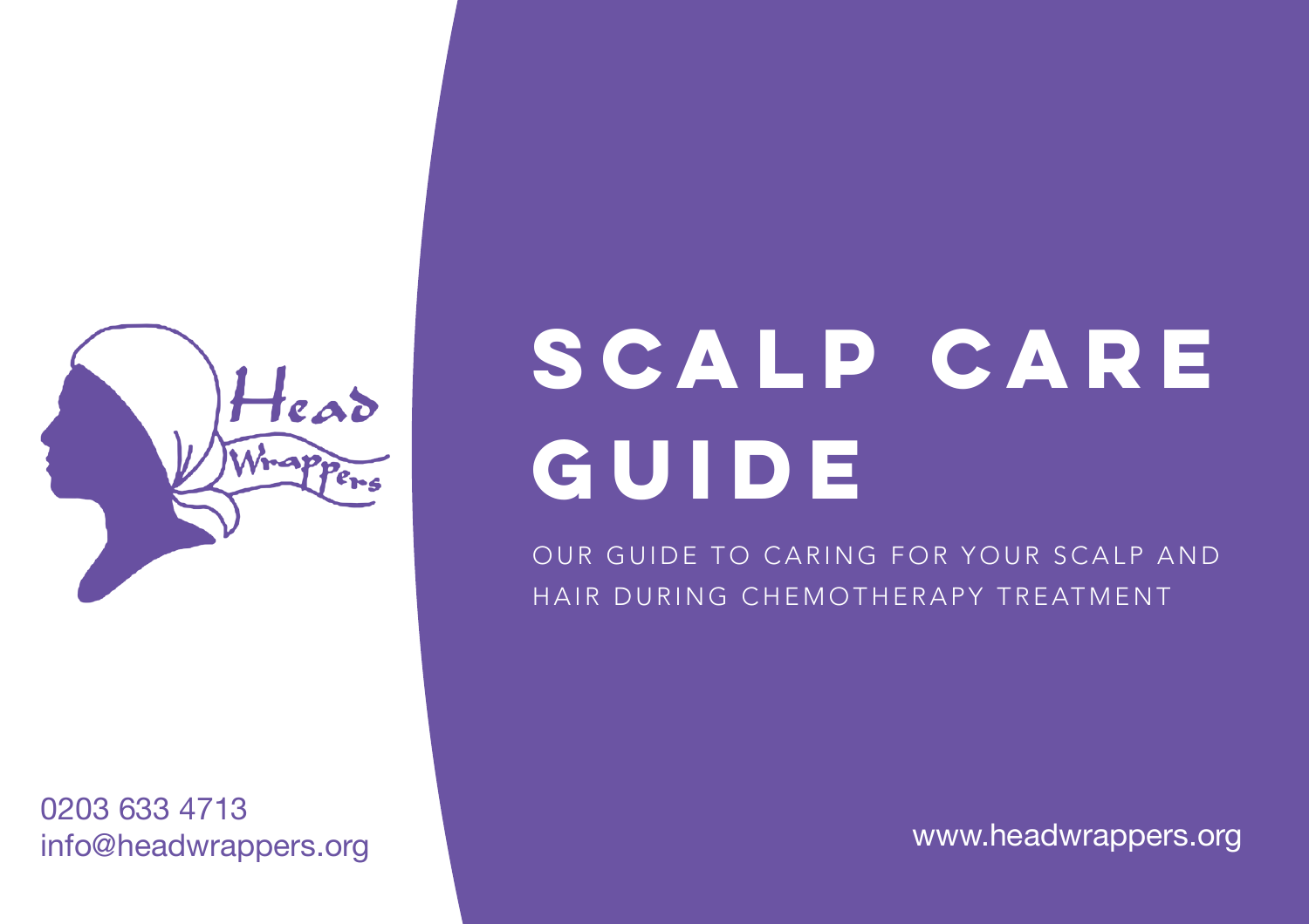Head Wrappers

# SCALP CARE GUIDE

OUR GUIDE TO CARING FOR YOUR SCALP AND HAIR DURING CHEMOTHERAPY TREATMENT

0203 633 4713
info@headwrappers.org

www.headwrappers.org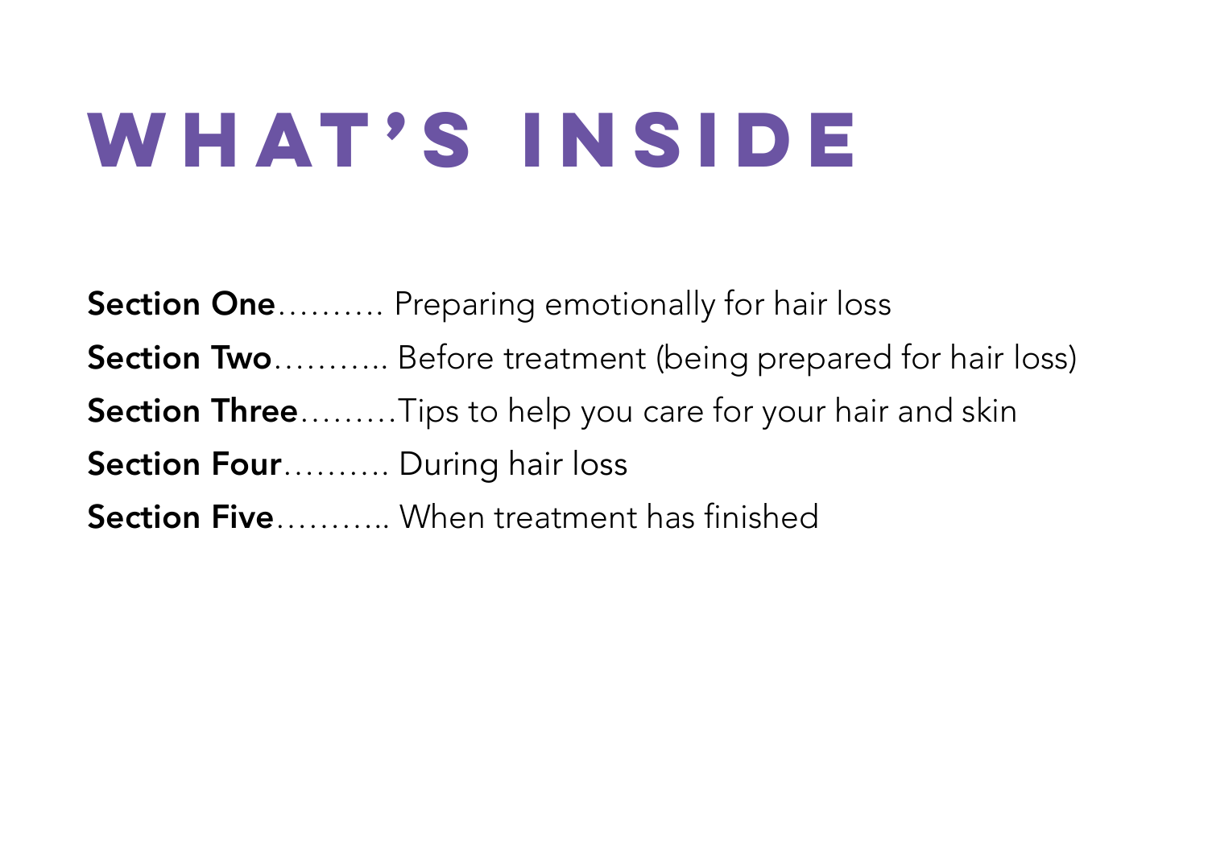# WHAT'S INSIDE

**Section One**.......... Preparing emotionally for hair loss

**Section Two**........... Before treatment (being prepared for hair loss)

**Section Three**.........Tips to help you care for your hair and skin

**Section Four**.......... During hair loss

**Section Five**........... When treatment has finished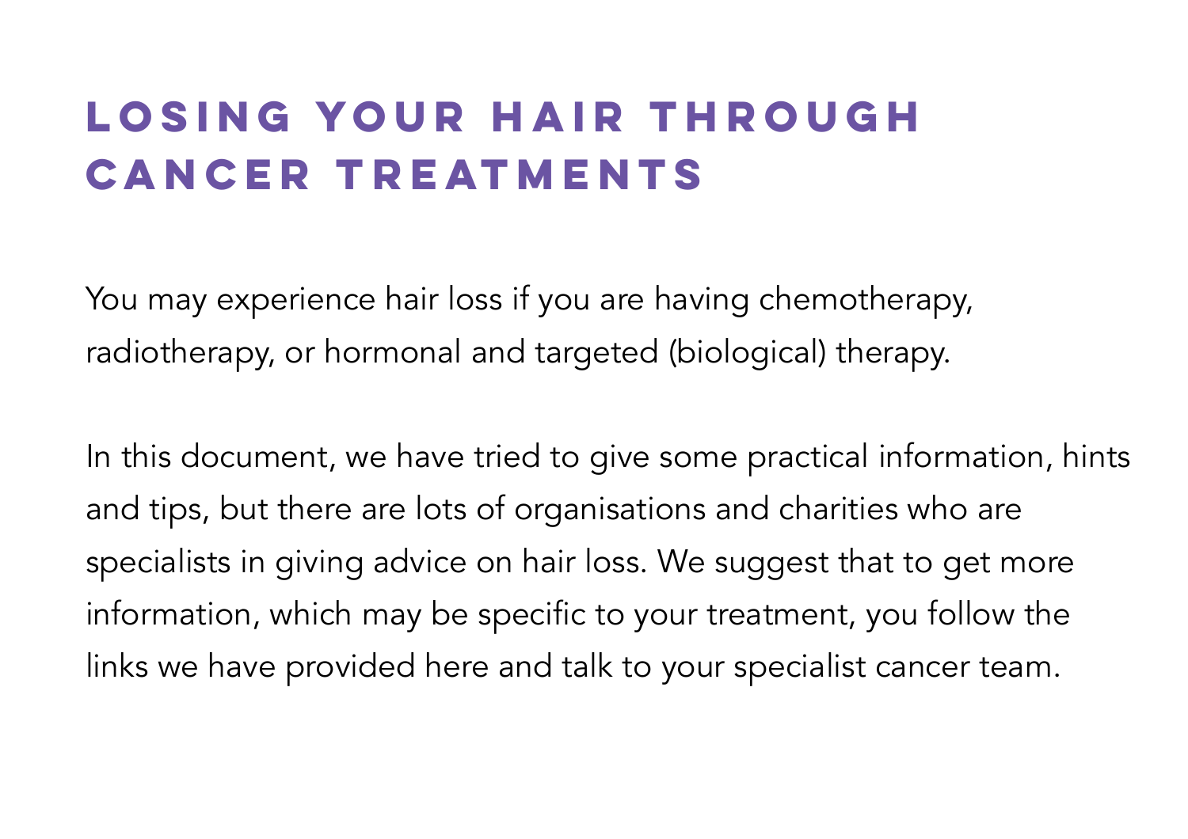# LOSING YOUR HAIR THROUGH CANCER TREATMENTS

You may experience hair loss if you are having chemotherapy, radiotherapy, or hormonal and targeted (biological) therapy.

In this document, we have tried to give some practical information, hints and tips, but there are lots of organisations and charities who are specialists in giving advice on hair loss. We suggest that to get more information, which may be specific to your treatment, you follow the links we have provided here and talk to your specialist cancer team.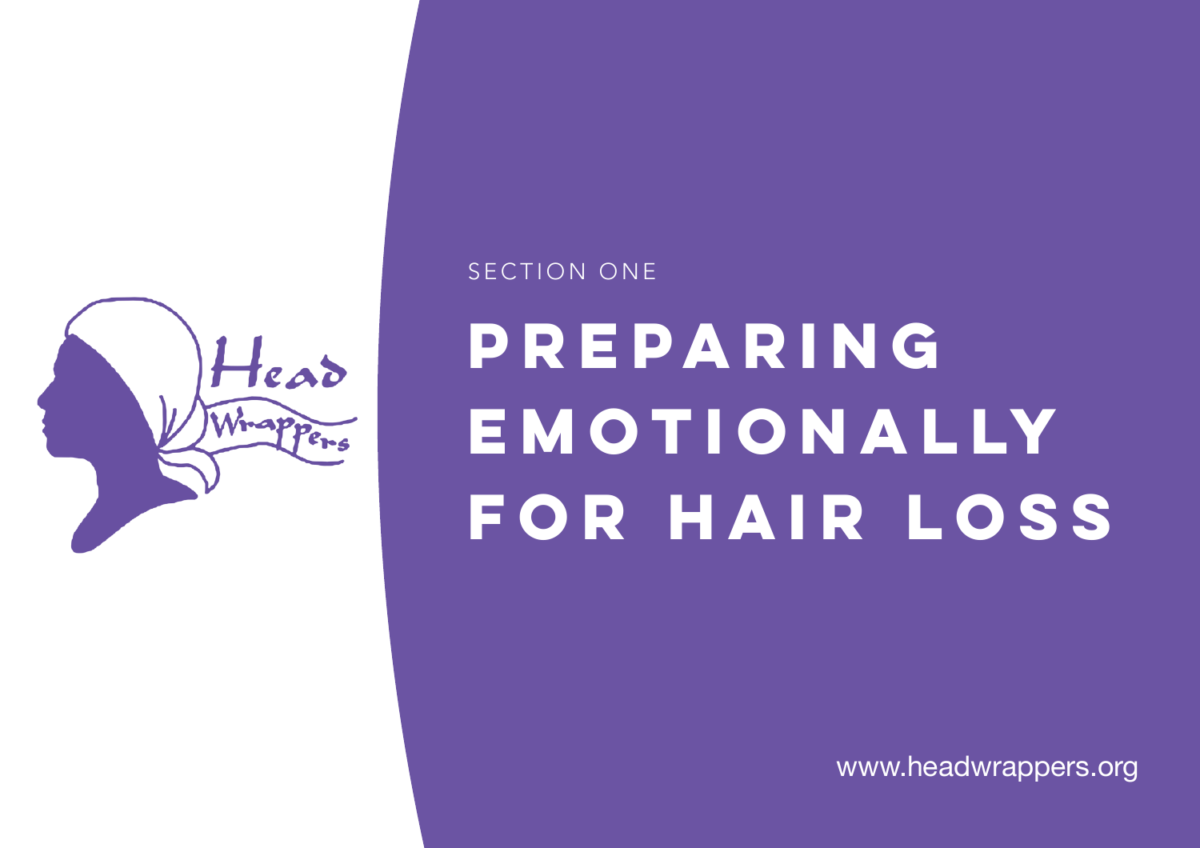SECTION ONE

# PREPARING EMOTIONALLY FOR HAIR LOSS

www.headwrappers.org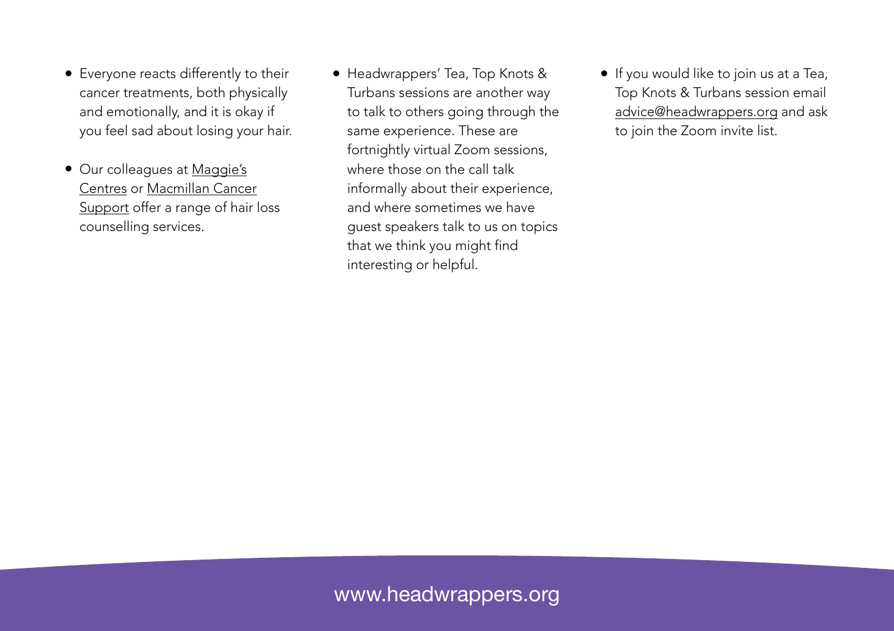- Everyone reacts differently to their cancer treatments, both physically and emotionally, and it is okay if you feel sad about losing your hair.
- Our colleagues at Maggie's Centres or Macmillan Cancer Support offer a range of hair loss counselling services.
- Headwrappers' Tea, Top Knots & Turbans sessions are another way to talk to others going through the same experience. These are fortnightly virtual Zoom sessions, where those on the call talk informally about their experience, and where sometimes we have guest speakers talk to us on topics that we think you might find interesting or helpful.
- If you would like to join us at a Tea, Top Knots & Turbans session email advice@headwrappers.org and ask to join the Zoom invite list.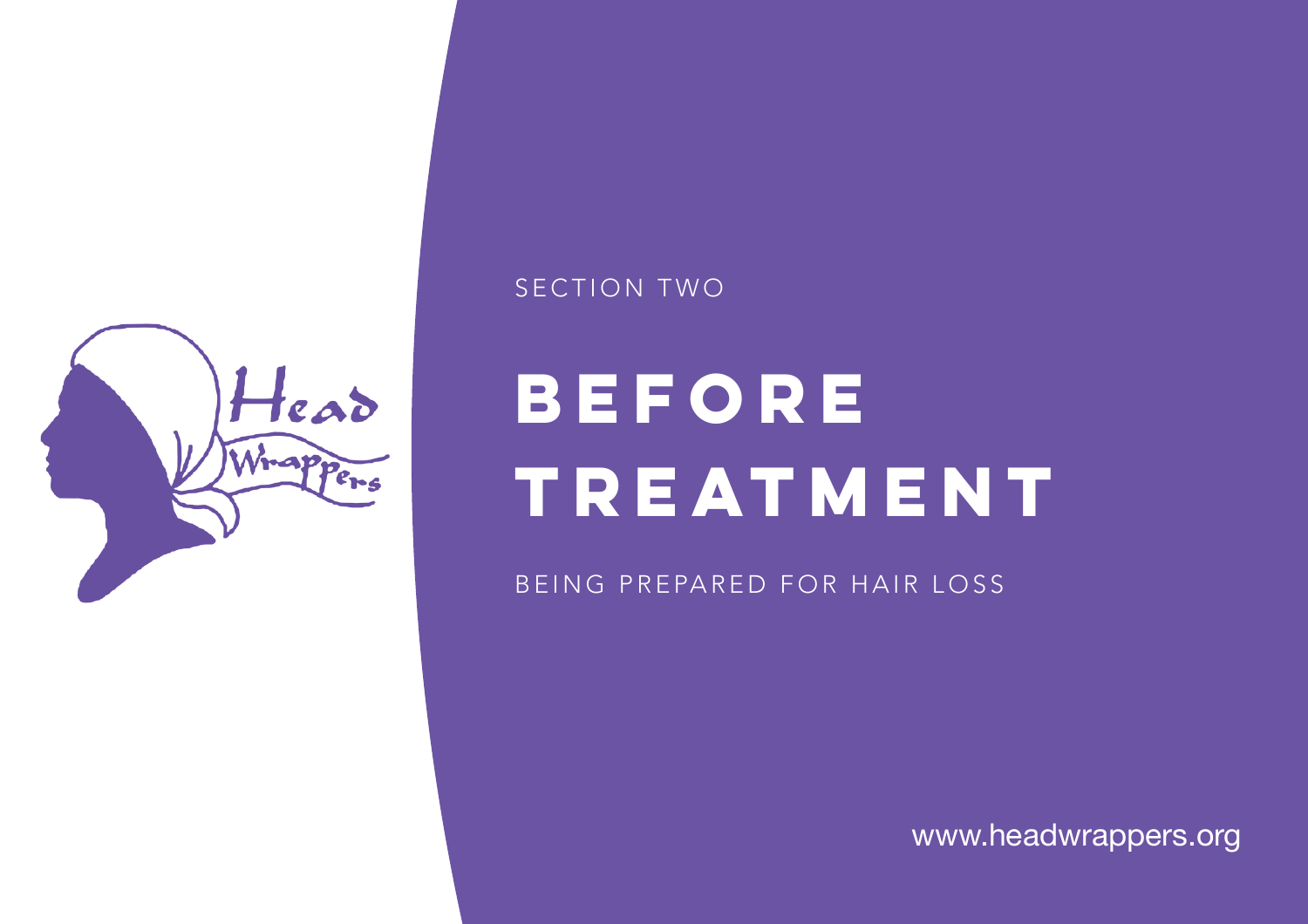SECTION TWO

# BEFORE TREATMENT

BEING PREPARED FOR HAIR LOSS

www.headwrappers.org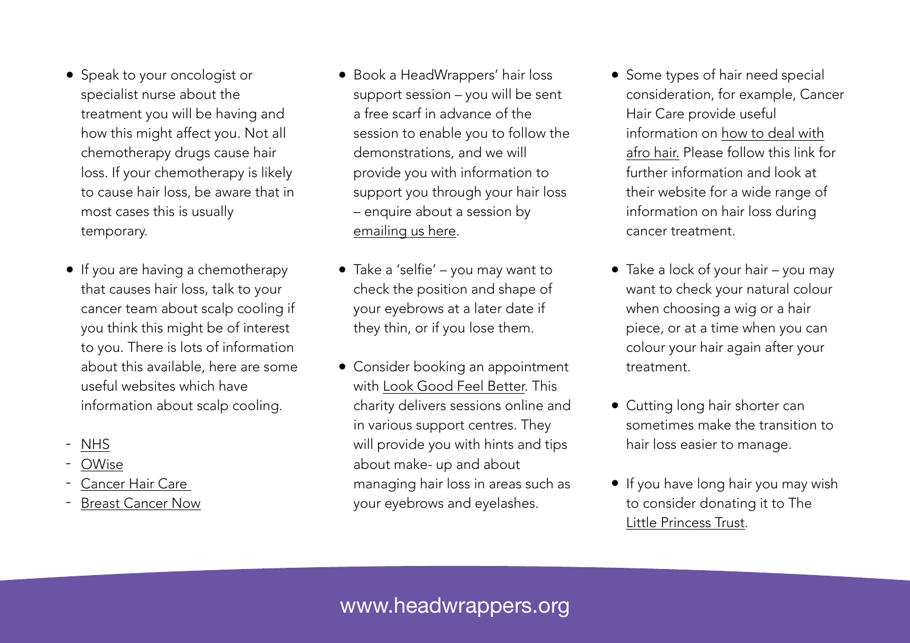- Speak to your oncologist or specialist nurse about the treatment you will be having and how this might affect you. Not all chemotherapy drugs cause hair loss. If your chemotherapy is likely to cause hair loss, be aware that in most cases this is usually temporary.

- If you are having a chemotherapy that causes hair loss, talk to your cancer team about scalp cooling if you think this might be of interest to you. There is lots of information about this available, here are some useful websites which have information about scalp cooling.

  - NHS
  - OWise
  - Cancer Hair Care
  - Breast Cancer Now

- Book a HeadWrappers' hair loss support session – you will be sent a free scarf in advance of the session to enable you to follow the demonstrations, and we will provide you with information to support you through your hair loss – enquire about a session by emailing us here.

- Take a 'selfie' – you may want to check the position and shape of your eyebrows at a later date if they thin, or if you lose them.

- Consider booking an appointment with Look Good Feel Better. This charity delivers sessions online and in various support centres. They will provide you with hints and tips about make- up and about managing hair loss in areas such as your eyebrows and eyelashes.

- Some types of hair need special consideration, for example, Cancer Hair Care provide useful information on how to deal with afro hair. Please follow this link for further information and look at their website for a wide range of information on hair loss during cancer treatment.

- Take a lock of your hair – you may want to check your natural colour when choosing a wig or a hair piece, or at a time when you can colour your hair again after your treatment.

- Cutting long hair shorter can sometimes make the transition to hair loss easier to manage.

- If you have long hair you may wish to consider donating it to The Little Princess Trust.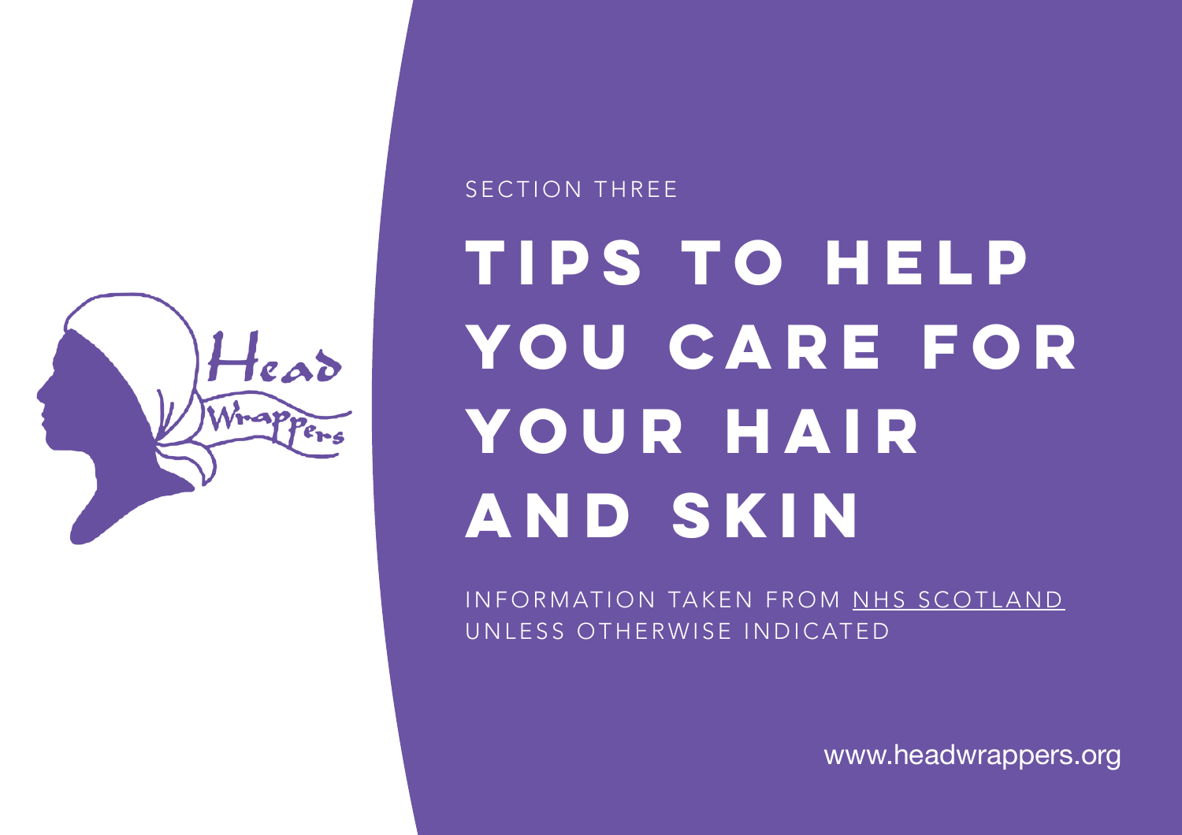SECTION THREE

# TIPS TO HELP YOU CARE FOR YOUR HAIR AND SKIN

INFORMATION TAKEN FROM NHS SCOTLAND UNLESS OTHERWISE INDICATED

www.headwrappers.org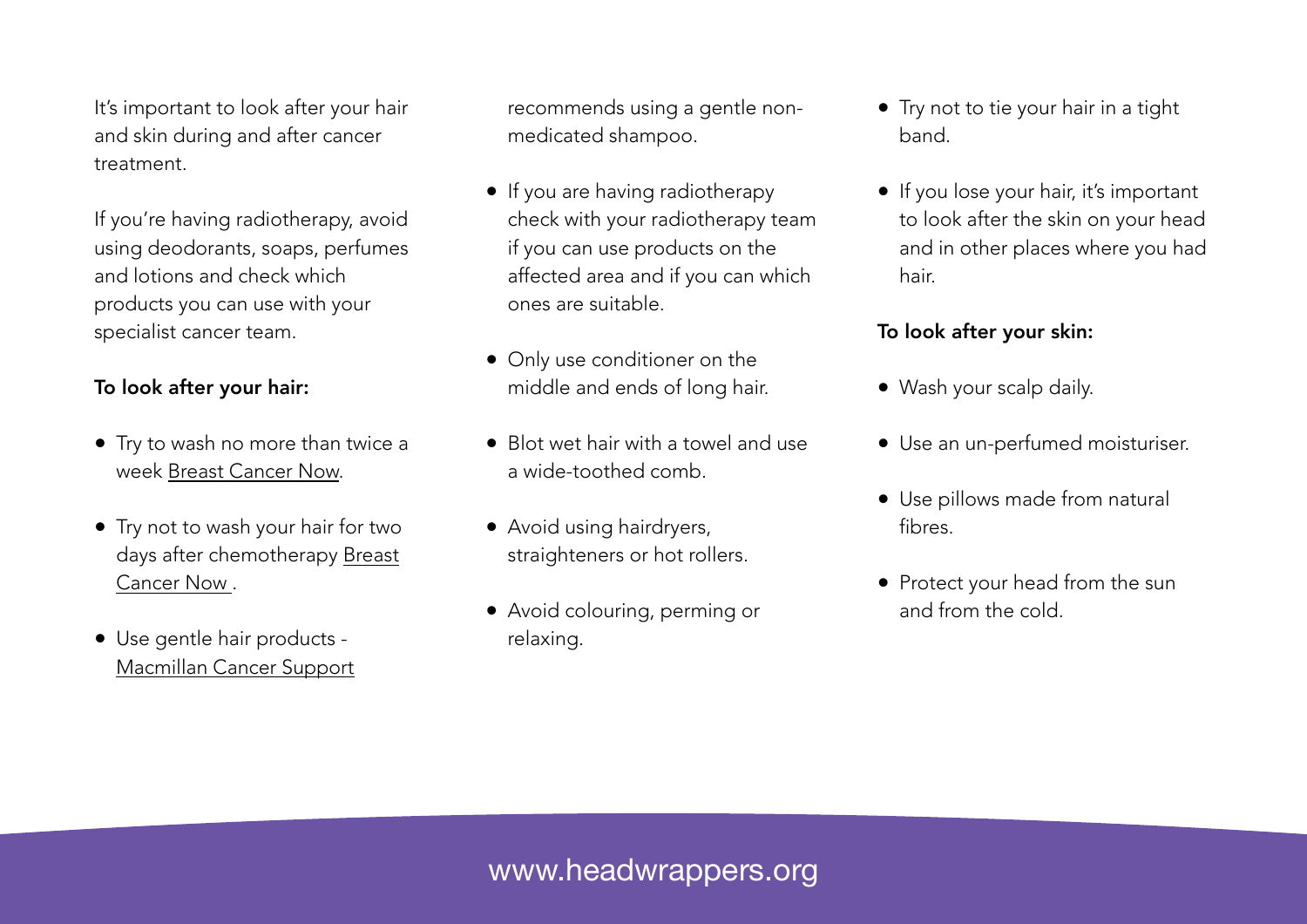It's important to look after your hair and skin during and after cancer treatment.

If you're having radiotherapy, avoid using deodorants, soaps, perfumes and lotions and check which products you can use with your specialist cancer team.

**To look after your hair:**

- Try to wash no more than twice a week Breast Cancer Now.
- Try not to wash your hair for two days after chemotherapy Breast Cancer Now .
- Use gentle hair products - Macmillan Cancer Support recommends using a gentle non-medicated shampoo.
- If you are having radiotherapy check with your radiotherapy team if you can use products on the affected area and if you can which ones are suitable.
- Only use conditioner on the middle and ends of long hair.
- Blot wet hair with a towel and use a wide-toothed comb.
- Avoid using hairdryers, straighteners or hot rollers.
- Avoid colouring, perming or relaxing.
- Try not to tie your hair in a tight band.
- If you lose your hair, it's important to look after the skin on your head and in other places where you had hair.

**To look after your skin:**

- Wash your scalp daily.
- Use an un-perfumed moisturiser.
- Use pillows made from natural fibres.
- Protect your head from the sun and from the cold.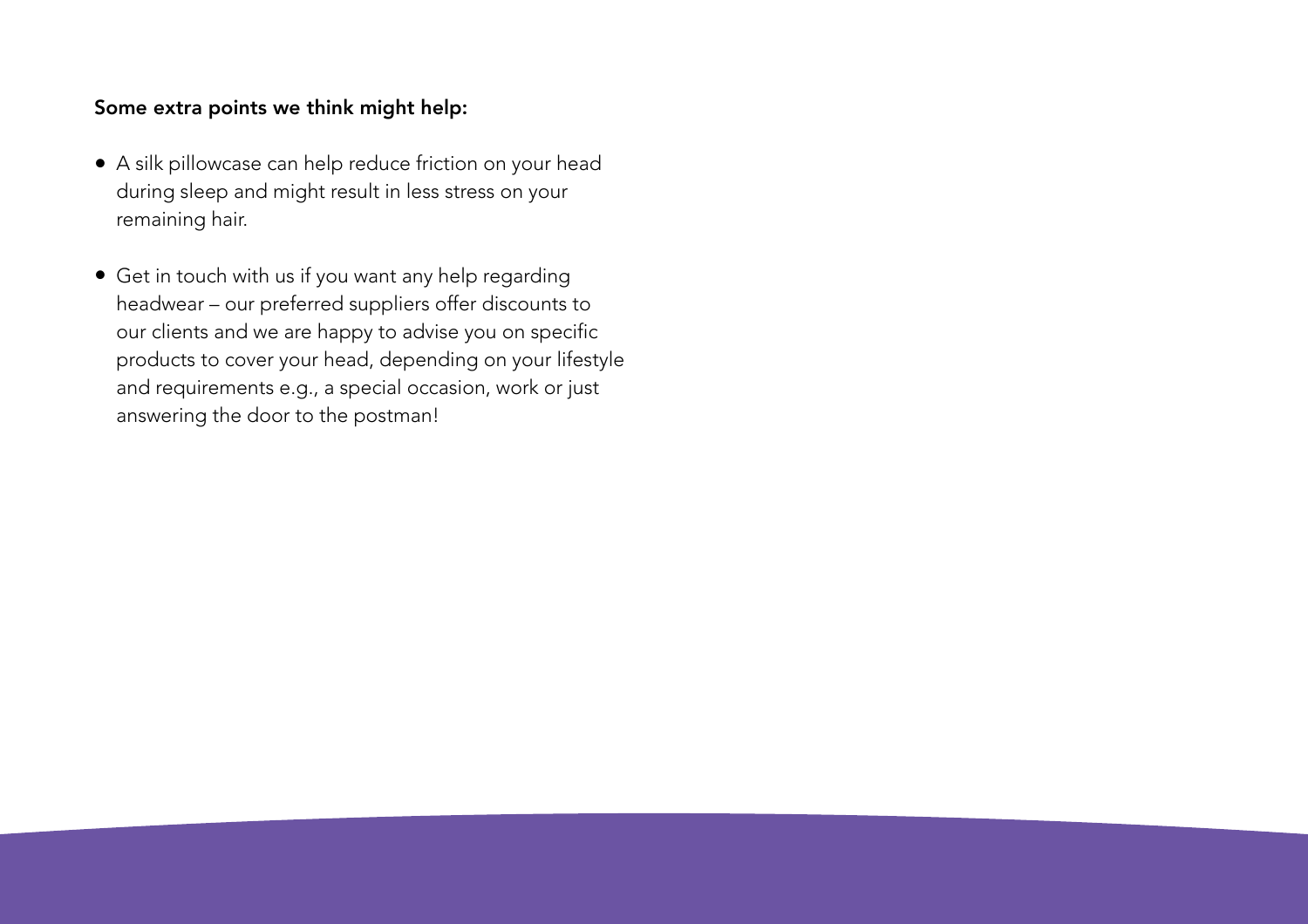**Some extra points we think might help:**

- A silk pillowcase can help reduce friction on your head during sleep and might result in less stress on your remaining hair.
- Get in touch with us if you want any help regarding headwear – our preferred suppliers offer discounts to our clients and we are happy to advise you on specific products to cover your head, depending on your lifestyle and requirements e.g., a special occasion, work or just answering the door to the postman!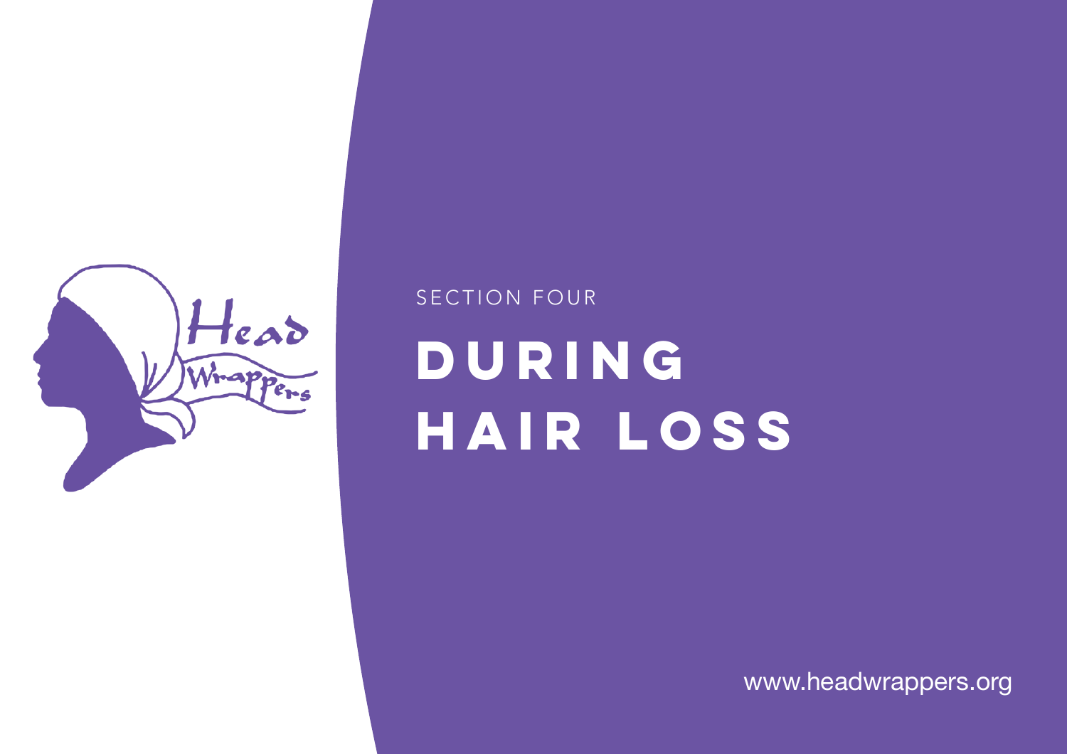SECTION FOUR

# DURING HAIR LOSS

www.headwrappers.org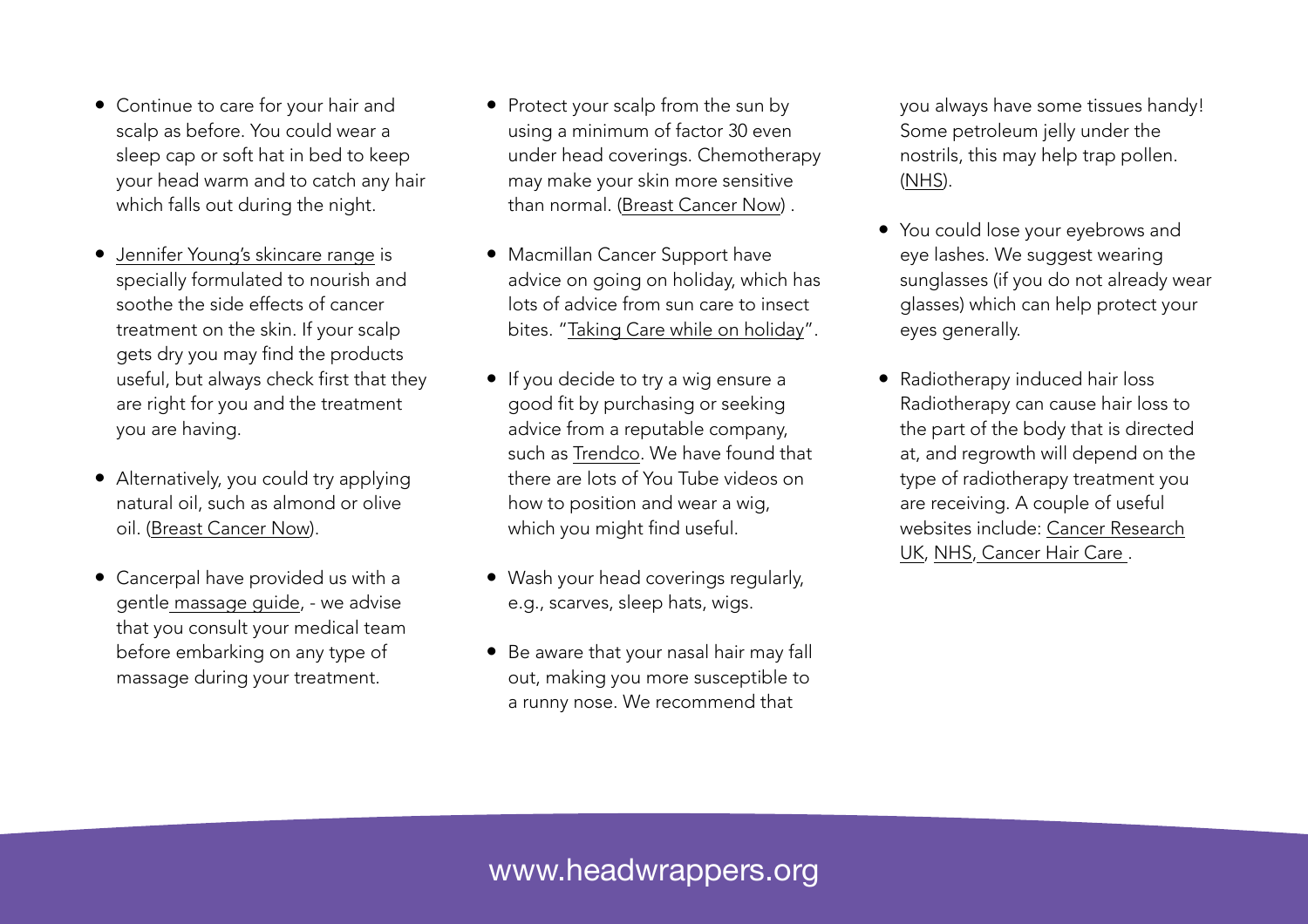- Continue to care for your hair and scalp as before. You could wear a sleep cap or soft hat in bed to keep your head warm and to catch any hair which falls out during the night.

- Jennifer Young's skincare range is specially formulated to nourish and soothe the side effects of cancer treatment on the skin. If your scalp gets dry you may find the products useful, but always check first that they are right for you and the treatment you are having.

- Alternatively, you could try applying natural oil, such as almond or olive oil. (Breast Cancer Now).

- Cancerpal have provided us with a gentle massage guide, - we advise that you consult your medical team before embarking on any type of massage during your treatment.

- Protect your scalp from the sun by using a minimum of factor 30 even under head coverings. Chemotherapy may make your skin more sensitive than normal. (Breast Cancer Now) .

- Macmillan Cancer Support have advice on going on holiday, which has lots of advice from sun care to insect bites. "Taking Care while on holiday".

- If you decide to try a wig ensure a good fit by purchasing or seeking advice from a reputable company, such as Trendco. We have found that there are lots of You Tube videos on how to position and wear a wig, which you might find useful.

- Wash your head coverings regularly, e.g., scarves, sleep hats, wigs.

- Be aware that your nasal hair may fall out, making you more susceptible to a runny nose. We recommend that you always have some tissues handy! Some petroleum jelly under the nostrils, this may help trap pollen. (NHS).

- You could lose your eyebrows and eye lashes. We suggest wearing sunglasses (if you do not already wear glasses) which can help protect your eyes generally.

- Radiotherapy induced hair loss Radiotherapy can cause hair loss to the part of the body that is directed at, and regrowth will depend on the type of radiotherapy treatment you are receiving. A couple of useful websites include: Cancer Research UK, NHS, Cancer Hair Care .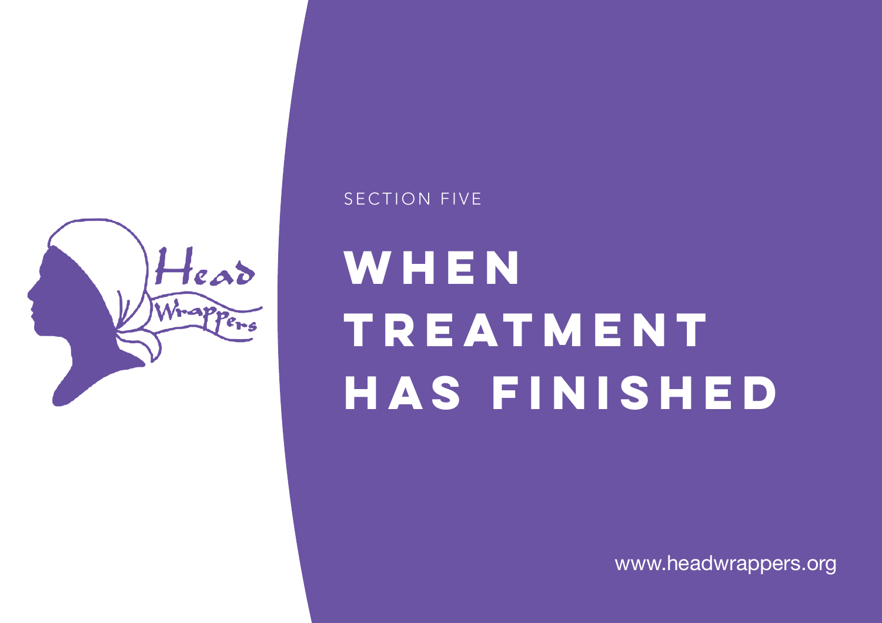SECTION FIVE

# WHEN TREATMENT HAS FINISHED

www.headwrappers.org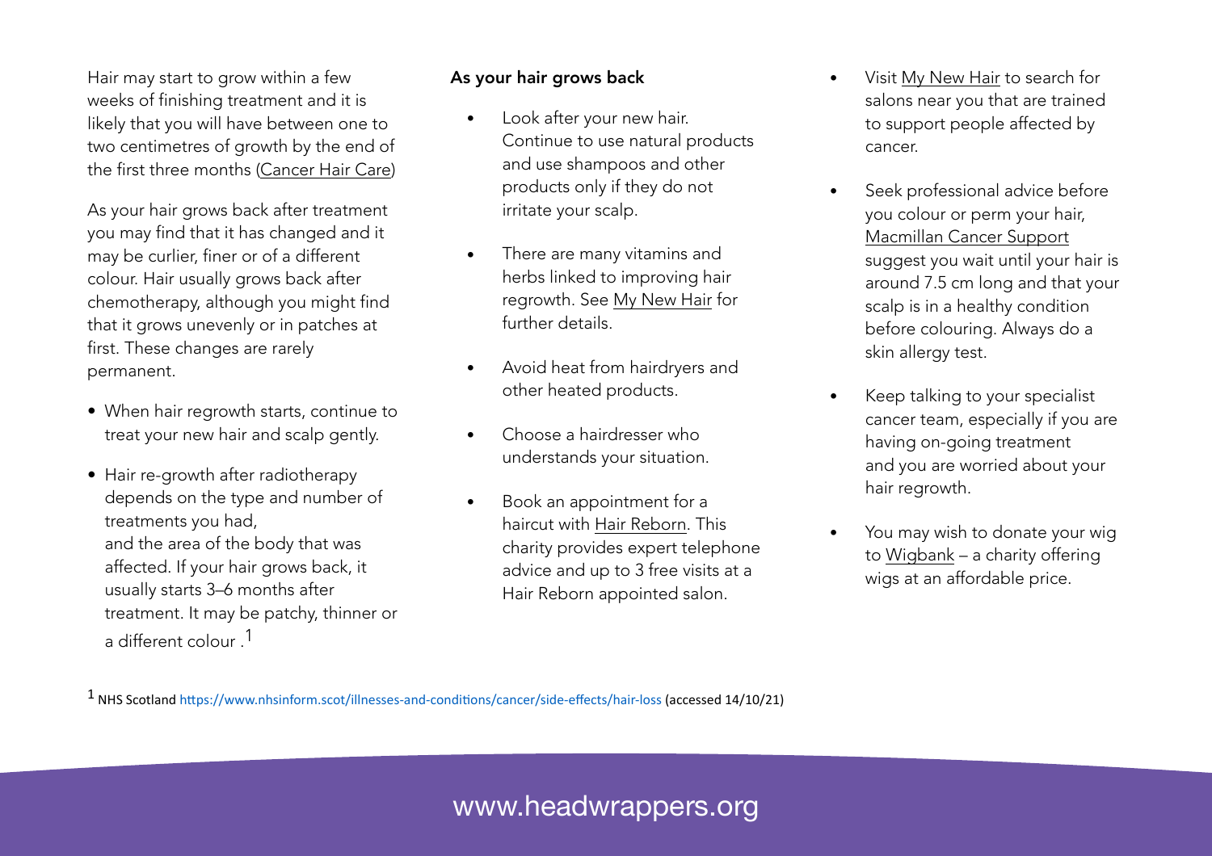Hair may start to grow within a few weeks of finishing treatment and it is likely that you will have between one to two centimetres of growth by the end of the first three months (Cancer Hair Care)

As your hair grows back after treatment you may find that it has changed and it may be curlier, finer or of a different colour. Hair usually grows back after chemotherapy, although you might find that it grows unevenly or in patches at first. These changes are rarely permanent.

- When hair regrowth starts, continue to treat your new hair and scalp gently.
- Hair re-growth after radiotherapy depends on the type and number of treatments you had, and the area of the body that was affected. If your hair grows back, it usually starts 3–6 months after treatment. It may be patchy, thinner or a different colour .[1]

**As your hair grows back**

- Look after your new hair. Continue to use natural products and use shampoos and other products only if they do not irritate your scalp.
- There are many vitamins and herbs linked to improving hair regrowth. See My New Hair for further details.
- Avoid heat from hairdryers and other heated products.
- Choose a hairdresser who understands your situation.
- Book an appointment for a haircut with Hair Reborn. This charity provides expert telephone advice and up to 3 free visits at a Hair Reborn appointed salon.
- Visit My New Hair to search for salons near you that are trained to support people affected by cancer.
- Seek professional advice before you colour or perm your hair, Macmillan Cancer Support suggest you wait until your hair is around 7.5 cm long and that your scalp is in a healthy condition before colouring. Always do a skin allergy test.
- Keep talking to your specialist cancer team, especially if you are having on-going treatment and you are worried about your hair regrowth.
- You may wish to donate your wig to Wigbank – a charity offering wigs at an affordable price.

[1] NHS Scotland https://www.nhsinform.scot/illnesses-and-conditions/cancer/side-effects/hair-loss (accessed 14/10/21)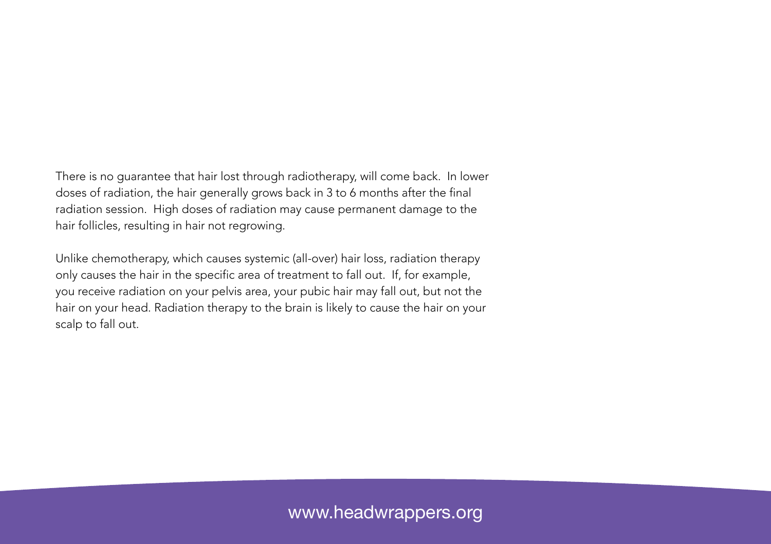There is no guarantee that hair lost through radiotherapy, will come back. In lower doses of radiation, the hair generally grows back in 3 to 6 months after the final radiation session. High doses of radiation may cause permanent damage to the hair follicles, resulting in hair not regrowing.

Unlike chemotherapy, which causes systemic (all-over) hair loss, radiation therapy only causes the hair in the specific area of treatment to fall out. If, for example, you receive radiation on your pelvis area, your pubic hair may fall out, but not the hair on your head. Radiation therapy to the brain is likely to cause the hair on your scalp to fall out.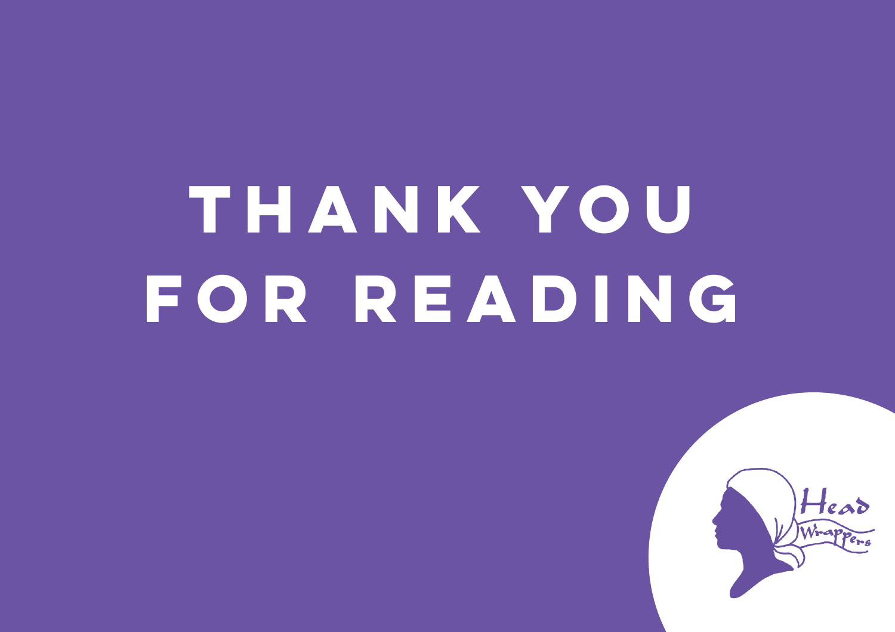# THANK YOU FOR READING

Head Wrappers